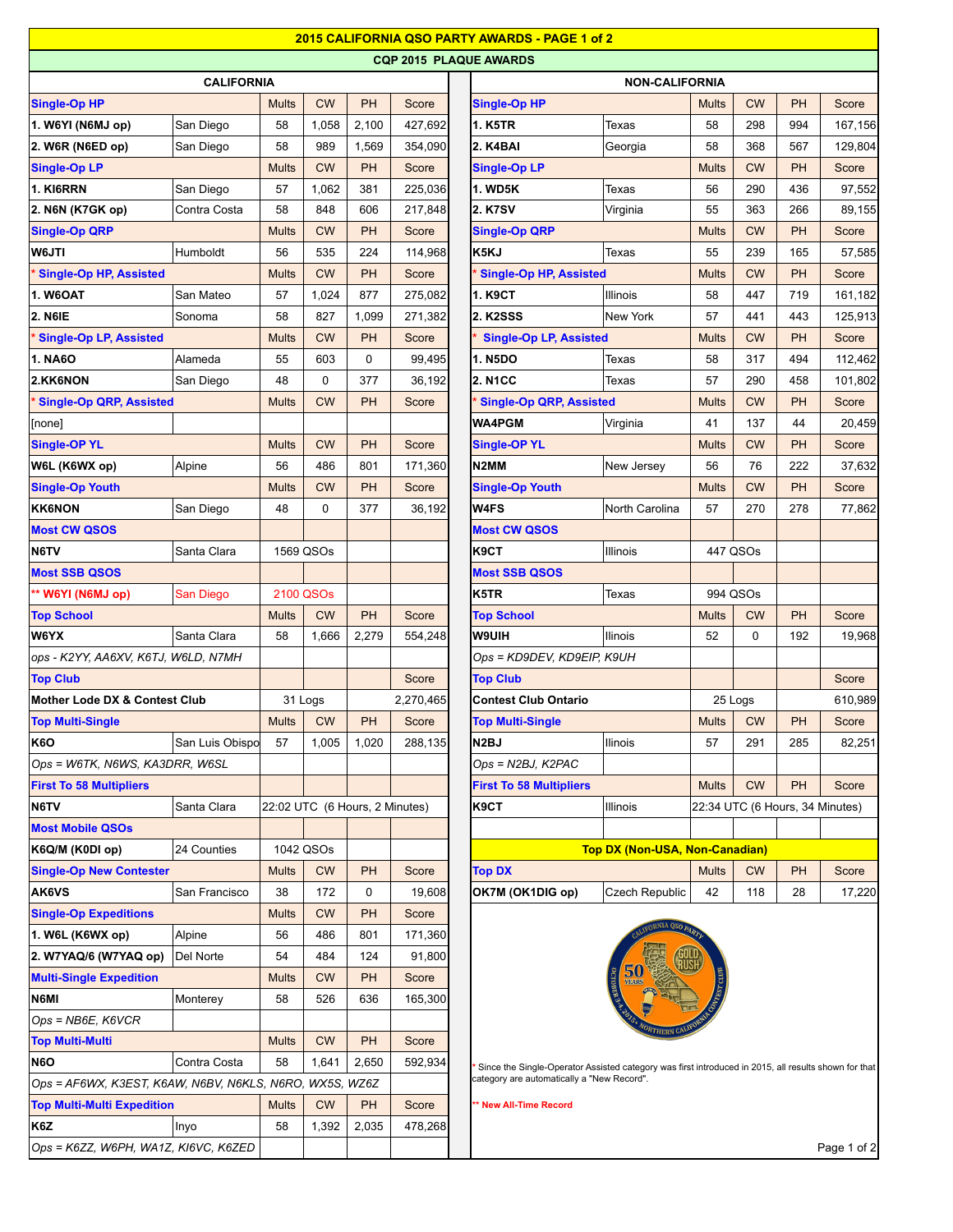# 2015 CALIFORNIA QSO PARTY AWARDS - PAGE 1 of 2

## CQP 2015 PLAQUE AWARDS

### CALIFORNIA

| Single-Op HP | | Mults | CW | PH | Score |
|---|---|---|---|---|---|
| 1. W6YI (N6MJ op) | San Diego | 58 | 1,058 | 2,100 | 427,692 |
| 2. W6R (N6ED op) | San Diego | 58 | 989 | 1,569 | 354,090 |
| **Single-Op LP** | | **Mults** | **CW** | **PH** | **Score** |
| 1. KI6RRN | San Diego | 57 | 1,062 | 381 | 225,036 |
| 2. N6N (K7GK op) | Contra Costa | 58 | 848 | 606 | 217,848 |
| **Single-Op QRP** | | **Mults** | **CW** | **PH** | **Score** |
| W6JTI | Humboldt | 56 | 535 | 224 | 114,968 |
| **\* Single-Op HP, Assisted** | | **Mults** | **CW** | **PH** | **Score** |
| 1. W6OAT | San Mateo | 57 | 1,024 | 877 | 275,082 |
| 2. N6IE | Sonoma | 58 | 827 | 1,099 | 271,382 |
| **\* Single-Op LP, Assisted** | | **Mults** | **CW** | **PH** | **Score** |
| 1. NA6O | Alameda | 55 | 603 | 0 | 99,495 |
| 2.KK6NON | San Diego | 48 | 0 | 377 | 36,192 |
| **\* Single-Op QRP, Assisted** | | **Mults** | **CW** | **PH** | **Score** |
| [none] | | | | | |
| **Single-OP YL** | | **Mults** | **CW** | **PH** | **Score** |
| W6L (K6WX op) | Alpine | 56 | 486 | 801 | 171,360 |
| **Single-Op Youth** | | **Mults** | **CW** | **PH** | **Score** |
| KK6NON | San Diego | 48 | 0 | 377 | 36,192 |
| **Most CW QSOS** | | | | | |
| N6TV | Santa Clara | 1569 QSOs | | | |
| **Most SSB QSOS** | | | | | |
| \*\* W6YI (N6MJ op) | San Diego | 2100 QSOs | | | |
| **Top School** | | **Mults** | **CW** | **PH** | **Score** |
| W6YX | Santa Clara | 58 | 1,666 | 2,279 | 554,248 |
| *ops - K2YY, AA6XV, K6TJ, W6LD, N7MH* | | | | | |
| **Top Club** | | | | | **Score** |
| Mother Lode DX & Contest Club | | 31 Logs | | | 2,270,465 |
| **Top Multi-Single** | | **Mults** | **CW** | **PH** | **Score** |
| K6O | San Luis Obispo | 57 | 1,005 | 1,020 | 288,135 |
| *Ops = W6TK, N6WS, KA3DRR, W6SL* | | | | | |
| **First To 58 Multipliers** | | | | | |
| N6TV | Santa Clara | 22:02 UTC (6 Hours, 2 Minutes) | | | |
| **Most Mobile QSOs** | | | | | |
| K6Q/M (K0DI op) | 24 Counties | 1042 QSOs | | | |
| **Single-Op New Contester** | | **Mults** | **CW** | **PH** | **Score** |
| AK6VS | San Francisco | 38 | 172 | 0 | 19,608 |
| **Single-Op Expeditions** | | **Mults** | **CW** | **PH** | **Score** |
| 1. W6L (K6WX op) | Alpine | 56 | 486 | 801 | 171,360 |
| 2. W7YAQ/6 (W7YAQ op) | Del Norte | 54 | 484 | 124 | 91,800 |
| **Multi-Single Expedition** | | **Mults** | **CW** | **PH** | **Score** |
| N6MI | Monterey | 58 | 526 | 636 | 165,300 |
| *Ops = NB6E, K6VCR* | | | | | |
| **Top Multi-Multi** | | **Mults** | **CW** | **PH** | **Score** |
| N6O | Contra Costa | 58 | 1,641 | 2,650 | 592,934 |
| *Ops = AF6WX, K3EST, K6AW, N6BV, N6KLS, N6RO, WX5S, WZ6Z* | | | | | |
| **Top Multi-Multi Expedition** | | **Mults** | **CW** | **PH** | **Score** |
| K6Z | Inyo | 58 | 1,392 | 2,035 | 478,268 |
| *Ops = K6ZZ, W6PH, WA1Z, KI6VC, K6ZED* | | | | | |

### NON-CALIFORNIA

| Single-Op HP | | Mults | CW | PH | Score |
|---|---|---|---|---|---|
| 1. K5TR | Texas | 58 | 298 | 994 | 167,156 |
| 2. K4BAI | Georgia | 58 | 368 | 567 | 129,804 |
| **Single-Op LP** | | **Mults** | **CW** | **PH** | **Score** |
| 1. WD5K | Texas | 56 | 290 | 436 | 97,552 |
| 2. K7SV | Virginia | 55 | 363 | 266 | 89,155 |
| **Single-Op QRP** | | **Mults** | **CW** | **PH** | **Score** |
| K5KJ | Texas | 55 | 239 | 165 | 57,585 |
| **\* Single-Op HP, Assisted** | | **Mults** | **CW** | **PH** | **Score** |
| 1. K9CT | Illinois | 58 | 447 | 719 | 161,182 |
| 2. K2SSS | New York | 57 | 441 | 443 | 125,913 |
| **\* Single-Op LP, Assisted** | | **Mults** | **CW** | **PH** | **Score** |
| 1. N5DO | Texas | 58 | 317 | 494 | 112,462 |
| 2. N1CC | Texas | 57 | 290 | 458 | 101,802 |
| **\* Single-Op QRP, Assisted** | | **Mults** | **CW** | **PH** | **Score** |
| WA4PGM | Virginia | 41 | 137 | 44 | 20,459 |
| **Single-OP YL** | | **Mults** | **CW** | **PH** | **Score** |
| N2MM | New Jersey | 56 | 76 | 222 | 37,632 |
| **Single-Op Youth** | | **Mults** | **CW** | **PH** | **Score** |
| W4FS | North Carolina | 57 | 270 | 278 | 77,862 |
| **Most CW QSOS** | | | | | |
| K9CT | Illinois | 447 QSOs | | | |
| **Most SSB QSOS** | | | | | |
| K5TR | Texas | 994 QSOs | | | |
| **Top School** | | **Mults** | **CW** | **PH** | **Score** |
| W9UIH | Ilinois | 52 | 0 | 192 | 19,968 |
| *Ops = KD9DEV, KD9EIP, K9UH* | | | | | |
| **Top Club** | | | | | **Score** |
| Contest Club Ontario | | 25 Logs | | | 610,989 |
| **Top Multi-Single** | | **Mults** | **CW** | **PH** | **Score** |
| N2BJ | Illinois | 57 | 291 | 285 | 82,251 |
| *Ops = N2BJ, K2PAC* | | | | | |
| **First To 58 Multipliers** | | **Mults** | **CW** | **PH** | **Score** |
| K9CT | Illinois | 22:34 UTC (6 Hours, 34 Minutes) | | | |

### Top DX (Non-USA, Non-Canadian)

| Top DX | | Mults | CW | PH | Score |
|---|---|---|---|---|---|
| OK7M (OK1DIG op) | Czech Republic | 42 | 118 | 28 | 17,220 |

\* Since the Single-Operator Assisted category was first introduced in 2015, all results shown for that category are automatically a "New Record".

\*\* New All-Time Record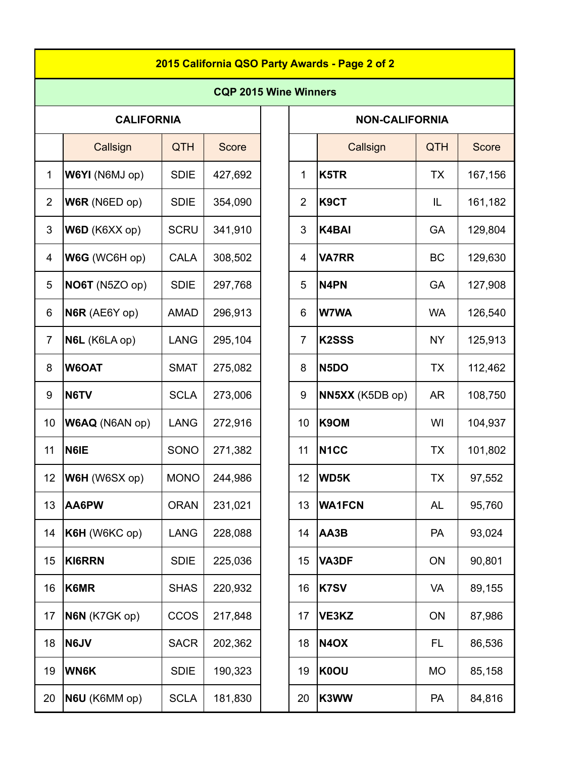## 2015 California QSO Party Awards - Page 2 of 2

### CQP 2015 Wine Winners

| CALIFORNIA | | | | | NON-CALIFORNIA | | | |
|---|---|---|---|---|---|---|---|---|
| | Callsign | QTH | Score | | | Callsign | QTH | Score |
| 1 | **W6YI** (N6MJ op) | SDIE | 427,692 | | 1 | **K5TR** | TX | 167,156 |
| 2 | **W6R** (N6ED op) | SDIE | 354,090 | | 2 | **K9CT** | IL | 161,182 |
| 3 | **W6D** (K6XX op) | SCRU | 341,910 | | 3 | **K4BAI** | GA | 129,804 |
| 4 | **W6G** (WC6H op) | CALA | 308,502 | | 4 | **VA7RR** | BC | 129,630 |
| 5 | **NO6T** (N5ZO op) | SDIE | 297,768 | | 5 | **N4PN** | GA | 127,908 |
| 6 | **N6R** (AE6Y op) | AMAD | 296,913 | | 6 | **W7WA** | WA | 126,540 |
| 7 | **N6L** (K6LA op) | LANG | 295,104 | | 7 | **K2SSS** | NY | 125,913 |
| 8 | **W6OAT** | SMAT | 275,082 | | 8 | **N5DO** | TX | 112,462 |
| 9 | **N6TV** | SCLA | 273,006 | | 9 | **NN5XX** (K5DB op) | AR | 108,750 |
| 10 | **W6AQ** (N6AN op) | LANG | 272,916 | | 10 | **K9OM** | WI | 104,937 |
| 11 | **N6IE** | SONO | 271,382 | | 11 | **N1CC** | TX | 101,802 |
| 12 | **W6H** (W6SX op) | MONO | 244,986 | | 12 | **WD5K** | TX | 97,552 |
| 13 | **AA6PW** | ORAN | 231,021 | | 13 | **WA1FCN** | AL | 95,760 |
| 14 | **K6H** (W6KC op) | LANG | 228,088 | | 14 | **AA3B** | PA | 93,024 |
| 15 | **KI6RRN** | SDIE | 225,036 | | 15 | **VA3DF** | ON | 90,801 |
| 16 | **K6MR** | SHAS | 220,932 | | 16 | **K7SV** | VA | 89,155 |
| 17 | **N6N** (K7GK op) | CCOS | 217,848 | | 17 | **VE3KZ** | ON | 87,986 |
| 18 | **N6JV** | SACR | 202,362 | | 18 | **N4OX** | FL | 86,536 |
| 19 | **WN6K** | SDIE | 190,323 | | 19 | **K0OU** | MO | 85,158 |
| 20 | **N6U** (K6MM op) | SCLA | 181,830 | | 20 | **K3WW** | PA | 84,816 |